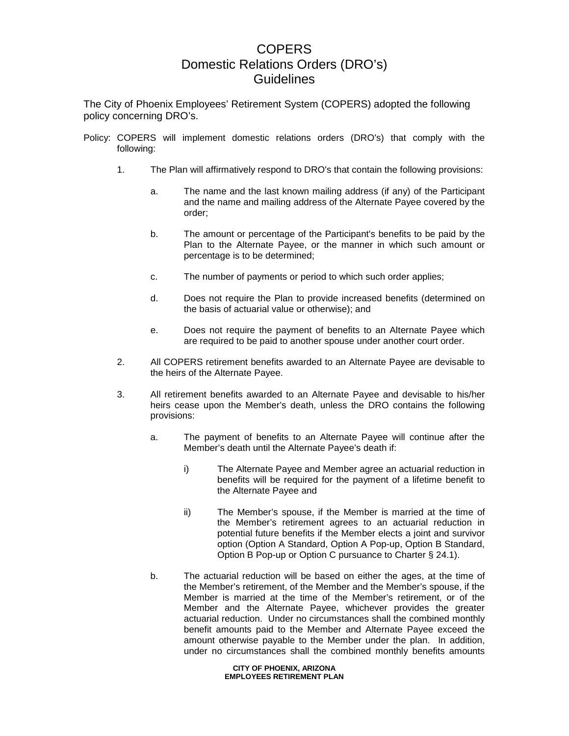# COPERS
# Domestic Relations Orders (DRO's)
# Guidelines

The City of Phoenix Employees' Retirement System (COPERS) adopted the following policy concerning DRO's.

Policy: COPERS will implement domestic relations orders (DRO's) that comply with the following:

1. The Plan will affirmatively respond to DRO's that contain the following provisions:

   a. The name and the last known mailing address (if any) of the Participant and the name and mailing address of the Alternate Payee covered by the order;

   b. The amount or percentage of the Participant's benefits to be paid by the Plan to the Alternate Payee, or the manner in which such amount or percentage is to be determined;

   c. The number of payments or period to which such order applies;

   d. Does not require the Plan to provide increased benefits (determined on the basis of actuarial value or otherwise); and

   e. Does not require the payment of benefits to an Alternate Payee which are required to be paid to another spouse under another court order.

2. All COPERS retirement benefits awarded to an Alternate Payee are devisable to the heirs of the Alternate Payee.

3. All retirement benefits awarded to an Alternate Payee and devisable to his/her heirs cease upon the Member's death, unless the DRO contains the following provisions:

   a. The payment of benefits to an Alternate Payee will continue after the Member's death until the Alternate Payee's death if:

      i) The Alternate Payee and Member agree an actuarial reduction in benefits will be required for the payment of a lifetime benefit to the Alternate Payee and

      ii) The Member's spouse, if the Member is married at the time of the Member's retirement agrees to an actuarial reduction in potential future benefits if the Member elects a joint and survivor option (Option A Standard, Option A Pop-up, Option B Standard, Option B Pop-up or Option C pursuance to Charter § 24.1).

   b. The actuarial reduction will be based on either the ages, at the time of the Member's retirement, of the Member and the Member's spouse, if the Member is married at the time of the Member's retirement, or of the Member and the Alternate Payee, whichever provides the greater actuarial reduction. Under no circumstances shall the combined monthly benefit amounts paid to the Member and Alternate Payee exceed the amount otherwise payable to the Member under the plan. In addition, under no circumstances shall the combined monthly benefits amounts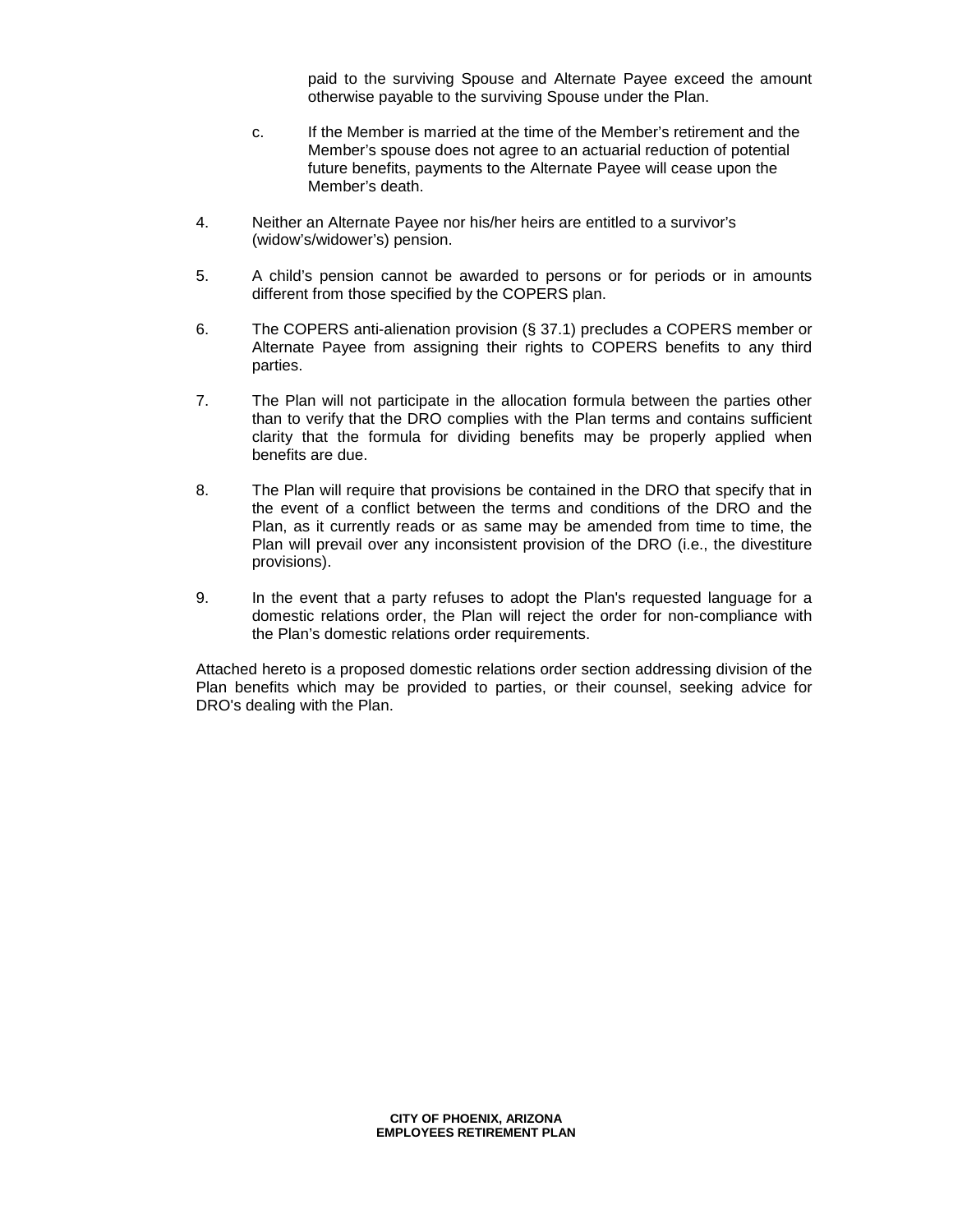paid to the surviving Spouse and Alternate Payee exceed the amount otherwise payable to the surviving Spouse under the Plan.

c. If the Member is married at the time of the Member's retirement and the Member's spouse does not agree to an actuarial reduction of potential future benefits, payments to the Alternate Payee will cease upon the Member's death.

4. Neither an Alternate Payee nor his/her heirs are entitled to a survivor's (widow's/widower's) pension.

5. A child's pension cannot be awarded to persons or for periods or in amounts different from those specified by the COPERS plan.

6. The COPERS anti-alienation provision (§ 37.1) precludes a COPERS member or Alternate Payee from assigning their rights to COPERS benefits to any third parties.

7. The Plan will not participate in the allocation formula between the parties other than to verify that the DRO complies with the Plan terms and contains sufficient clarity that the formula for dividing benefits may be properly applied when benefits are due.

8. The Plan will require that provisions be contained in the DRO that specify that in the event of a conflict between the terms and conditions of the DRO and the Plan, as it currently reads or as same may be amended from time to time, the Plan will prevail over any inconsistent provision of the DRO (i.e., the divestiture provisions).

9. In the event that a party refuses to adopt the Plan's requested language for a domestic relations order, the Plan will reject the order for non-compliance with the Plan's domestic relations order requirements.

Attached hereto is a proposed domestic relations order section addressing division of the Plan benefits which may be provided to parties, or their counsel, seeking advice for DRO's dealing with the Plan.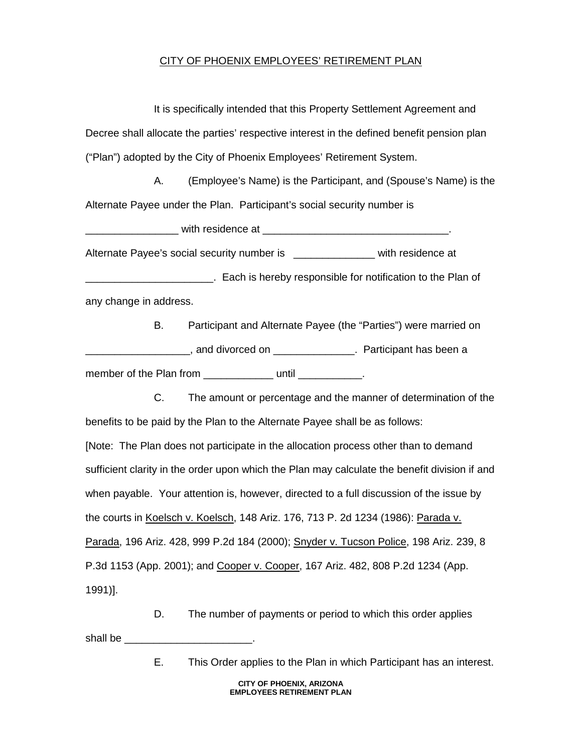CITY OF PHOENIX EMPLOYEES' RETIREMENT PLAN

It is specifically intended that this Property Settlement Agreement and Decree shall allocate the parties' respective interest in the defined benefit pension plan ("Plan") adopted by the City of Phoenix Employees' Retirement System.

A. (Employee's Name) is the Participant, and (Spouse's Name) is the Alternate Payee under the Plan. Participant's social security number is ________________ with residence at _________________________________. Alternate Payee's social security number is ______________ with residence at ______________________. Each is hereby responsible for notification to the Plan of any change in address.

B. Participant and Alternate Payee (the "Parties") were married on __________________, and divorced on ______________. Participant has been a member of the Plan from ____________ until ___________.

C. The amount or percentage and the manner of determination of the benefits to be paid by the Plan to the Alternate Payee shall be as follows:
[Note: The Plan does not participate in the allocation process other than to demand sufficient clarity in the order upon which the Plan may calculate the benefit division if and when payable. Your attention is, however, directed to a full discussion of the issue by the courts in Koelsch v. Koelsch, 148 Ariz. 176, 713 P. 2d 1234 (1986): Parada v. Parada, 196 Ariz. 428, 999 P.2d 184 (2000); Snyder v. Tucson Police, 198 Ariz. 239, 8 P.3d 1153 (App. 2001); and Cooper v. Cooper, 167 Ariz. 482, 808 P.2d 1234 (App. 1991)].

D. The number of payments or period to which this order applies shall be ______________________.

E. This Order applies to the Plan in which Participant has an interest.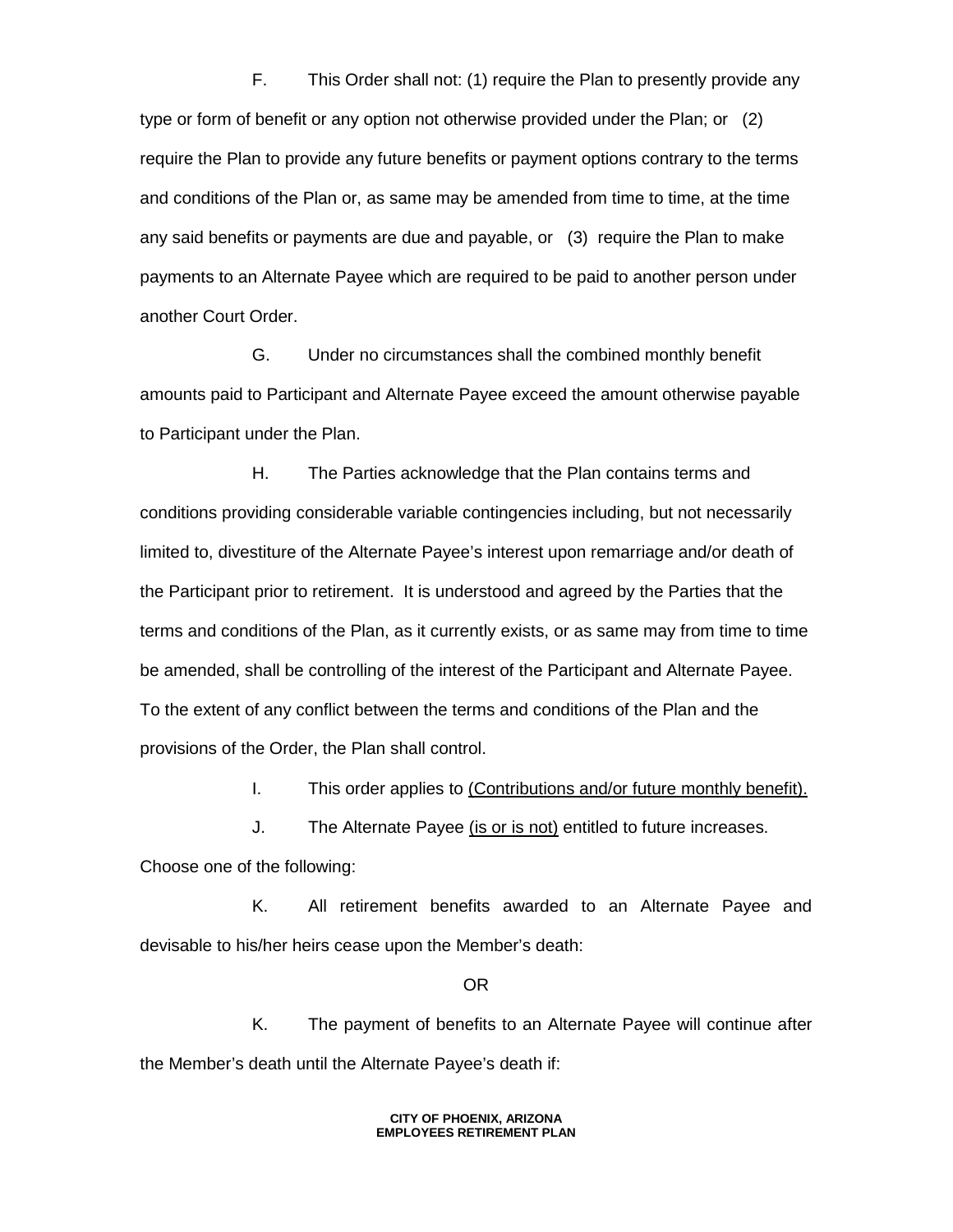F. This Order shall not: (1) require the Plan to presently provide any type or form of benefit or any option not otherwise provided under the Plan; or (2) require the Plan to provide any future benefits or payment options contrary to the terms and conditions of the Plan or, as same may be amended from time to time, at the time any said benefits or payments are due and payable, or (3) require the Plan to make payments to an Alternate Payee which are required to be paid to another person under another Court Order.

G. Under no circumstances shall the combined monthly benefit amounts paid to Participant and Alternate Payee exceed the amount otherwise payable to Participant under the Plan.

H. The Parties acknowledge that the Plan contains terms and conditions providing considerable variable contingencies including, but not necessarily limited to, divestiture of the Alternate Payee's interest upon remarriage and/or death of the Participant prior to retirement. It is understood and agreed by the Parties that the terms and conditions of the Plan, as it currently exists, or as same may from time to time be amended, shall be controlling of the interest of the Participant and Alternate Payee. To the extent of any conflict between the terms and conditions of the Plan and the provisions of the Order, the Plan shall control.

I. This order applies to <u>(Contributions and/or future monthly benefit).</u>

J. The Alternate Payee <u>(is or is not)</u> entitled to future increases.

Choose one of the following:

K. All retirement benefits awarded to an Alternate Payee and devisable to his/her heirs cease upon the Member's death:

OR

K. The payment of benefits to an Alternate Payee will continue after the Member's death until the Alternate Payee's death if: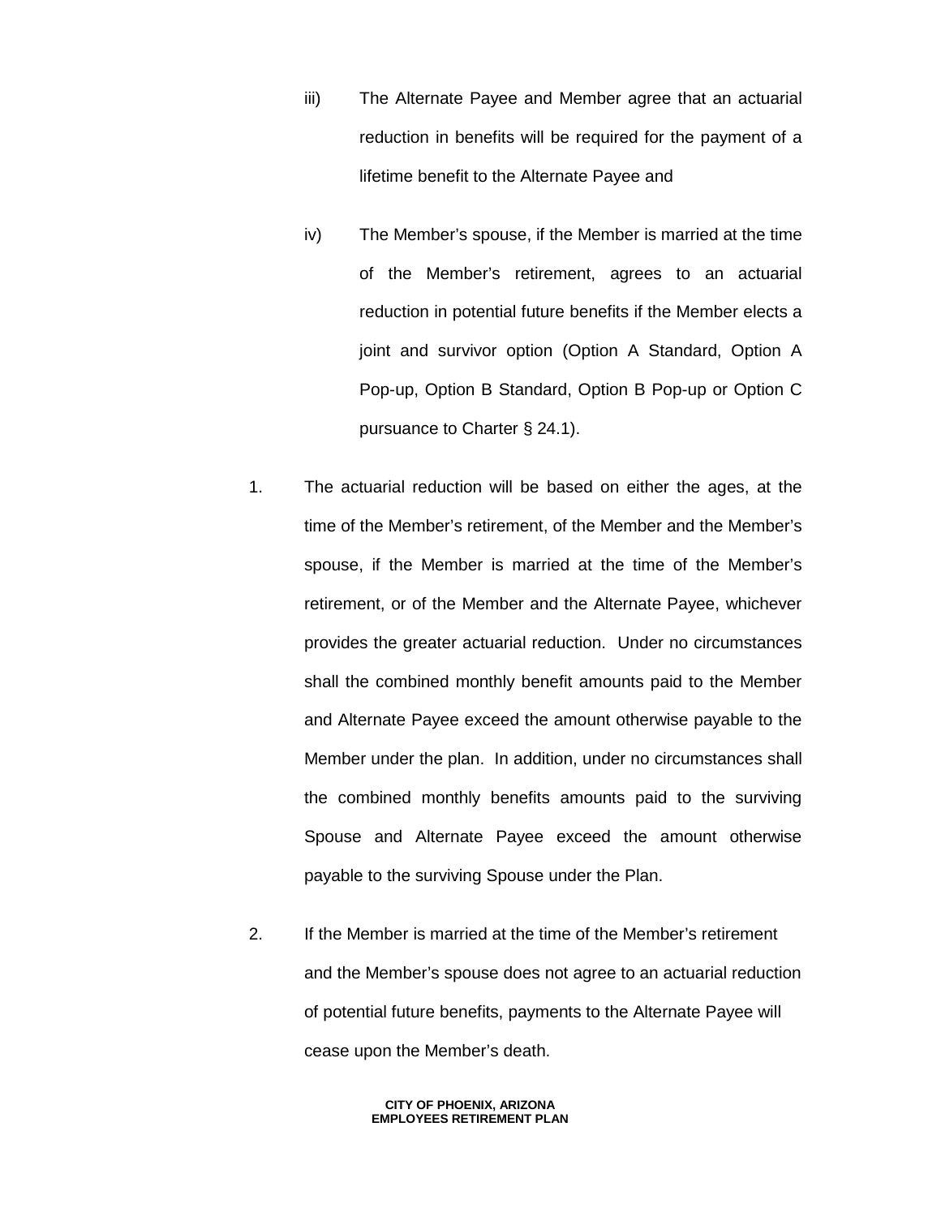iii) The Alternate Payee and Member agree that an actuarial reduction in benefits will be required for the payment of a lifetime benefit to the Alternate Payee and

iv) The Member's spouse, if the Member is married at the time of the Member's retirement, agrees to an actuarial reduction in potential future benefits if the Member elects a joint and survivor option (Option A Standard, Option A Pop-up, Option B Standard, Option B Pop-up or Option C pursuance to Charter § 24.1).

1. The actuarial reduction will be based on either the ages, at the time of the Member's retirement, of the Member and the Member's spouse, if the Member is married at the time of the Member's retirement, or of the Member and the Alternate Payee, whichever provides the greater actuarial reduction. Under no circumstances shall the combined monthly benefit amounts paid to the Member and Alternate Payee exceed the amount otherwise payable to the Member under the plan. In addition, under no circumstances shall the combined monthly benefits amounts paid to the surviving Spouse and Alternate Payee exceed the amount otherwise payable to the surviving Spouse under the Plan.

2. If the Member is married at the time of the Member's retirement and the Member's spouse does not agree to an actuarial reduction of potential future benefits, payments to the Alternate Payee will cease upon the Member's death.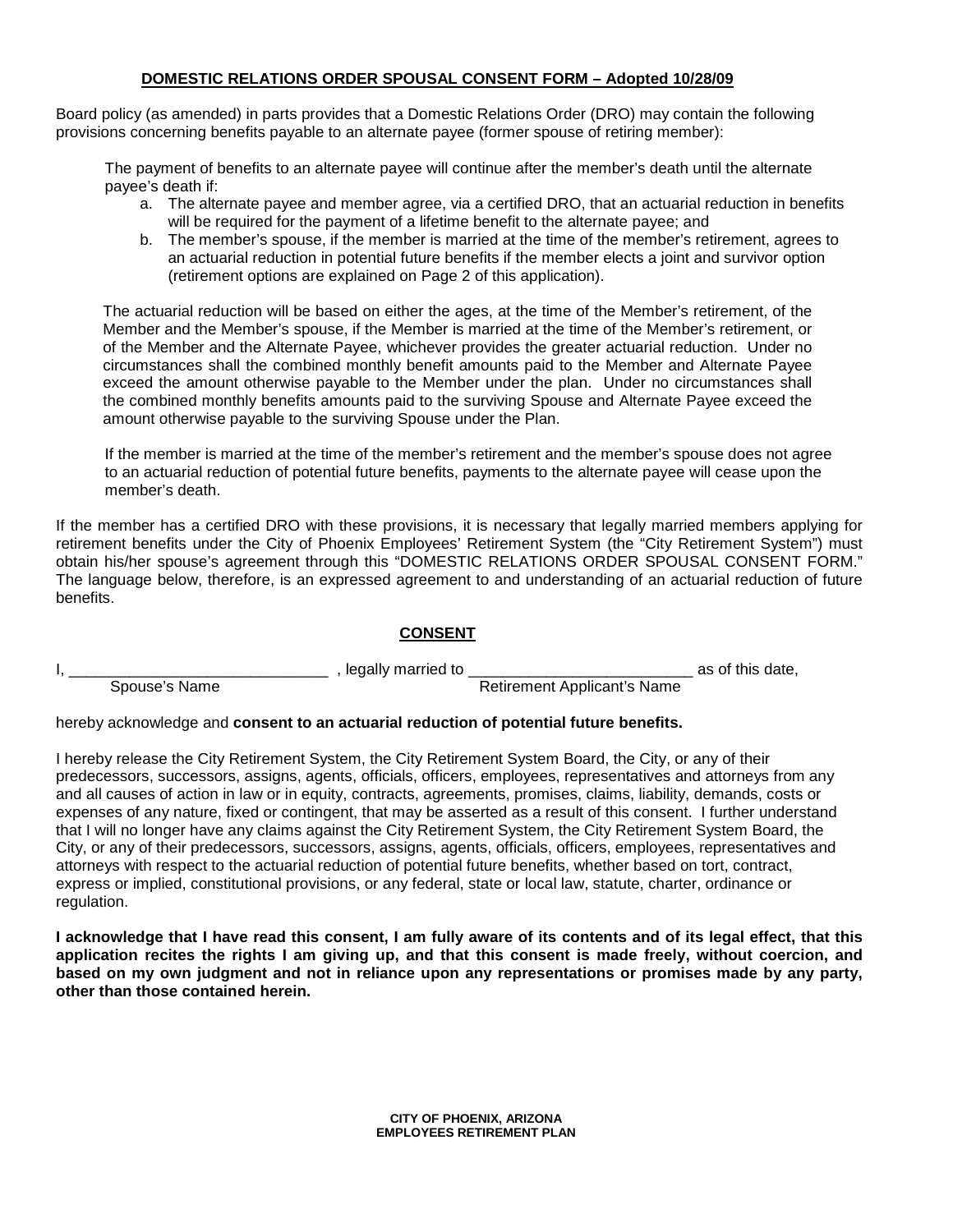**DOMESTIC RELATIONS ORDER SPOUSAL CONSENT FORM – Adopted 10/28/09**

Board policy (as amended) in parts provides that a Domestic Relations Order (DRO) may contain the following provisions concerning benefits payable to an alternate payee (former spouse of retiring member):

> The payment of benefits to an alternate payee will continue after the member's death until the alternate payee's death if:
>
> a. The alternate payee and member agree, via a certified DRO, that an actuarial reduction in benefits will be required for the payment of a lifetime benefit to the alternate payee; and
> b. The member's spouse, if the member is married at the time of the member's retirement, agrees to an actuarial reduction in potential future benefits if the member elects a joint and survivor option (retirement options are explained on Page 2 of this application).
>
> The actuarial reduction will be based on either the ages, at the time of the Member's retirement, of the Member and the Member's spouse, if the Member is married at the time of the Member's retirement, or of the Member and the Alternate Payee, whichever provides the greater actuarial reduction. Under no circumstances shall the combined monthly benefit amounts paid to the Member and Alternate Payee exceed the amount otherwise payable to the Member under the plan. Under no circumstances shall the combined monthly benefits amounts paid to the surviving Spouse and Alternate Payee exceed the amount otherwise payable to the surviving Spouse under the Plan.
>
> If the member is married at the time of the member's retirement and the member's spouse does not agree to an actuarial reduction of potential future benefits, payments to the alternate payee will cease upon the member's death.

If the member has a certified DRO with these provisions, it is necessary that legally married members applying for retirement benefits under the City of Phoenix Employees' Retirement System (the "City Retirement System") must obtain his/her spouse's agreement through this "DOMESTIC RELATIONS ORDER SPOUSAL CONSENT FORM." The language below, therefore, is an expressed agreement to and understanding of an actuarial reduction of future benefits.

**CONSENT**

I, ______________________________ , legally married to __________________________ as of this date,
Spouse's Name Retirement Applicant's Name

hereby acknowledge and **consent to an actuarial reduction of potential future benefits.**

I hereby release the City Retirement System, the City Retirement System Board, the City, or any of their predecessors, successors, assigns, agents, officials, officers, employees, representatives and attorneys from any and all causes of action in law or in equity, contracts, agreements, promises, claims, liability, demands, costs or expenses of any nature, fixed or contingent, that may be asserted as a result of this consent. I further understand that I will no longer have any claims against the City Retirement System, the City Retirement System Board, the City, or any of their predecessors, successors, assigns, agents, officials, officers, employees, representatives and attorneys with respect to the actuarial reduction of potential future benefits, whether based on tort, contract, express or implied, constitutional provisions, or any federal, state or local law, statute, charter, ordinance or regulation.

**I acknowledge that I have read this consent, I am fully aware of its contents and of its legal effect, that this application recites the rights I am giving up, and that this consent is made freely, without coercion, and based on my own judgment and not in reliance upon any representations or promises made by any party, other than those contained herein.**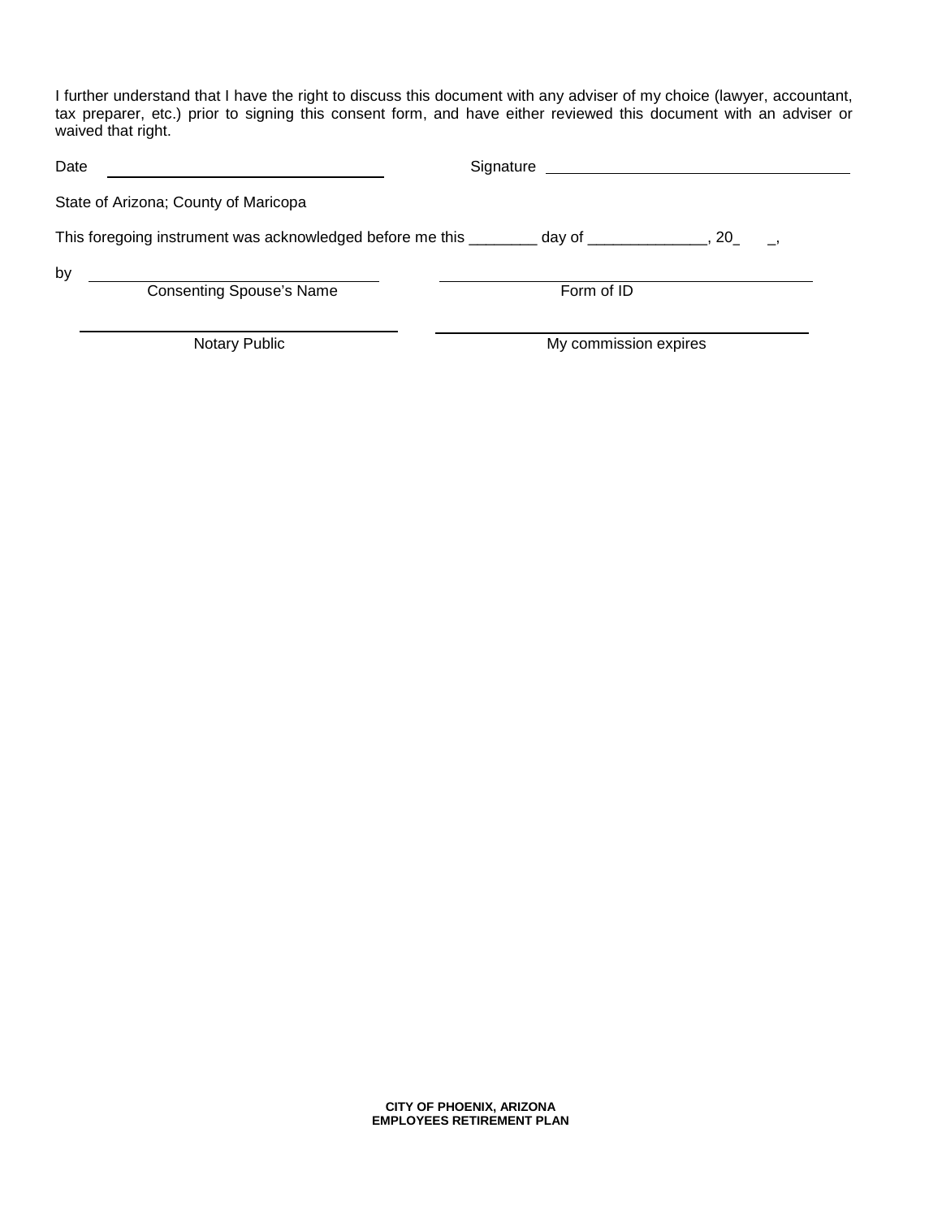I further understand that I have the right to discuss this document with any adviser of my choice (lawyer, accountant, tax preparer, etc.) prior to signing this consent form, and have either reviewed this document with an adviser or waived that right.

Date ______________________________ Signature ______________________________

State of Arizona; County of Maricopa

This foregoing instrument was acknowledged before me this ________ day of ______________, 20_ _,

by ______________________________ ______________________________

Consenting Spouse's Name Form of ID

______________________________ ______________________________

Notary Public My commission expires

**CITY OF PHOENIX, ARIZONA**
**EMPLOYEES RETIREMENT PLAN**